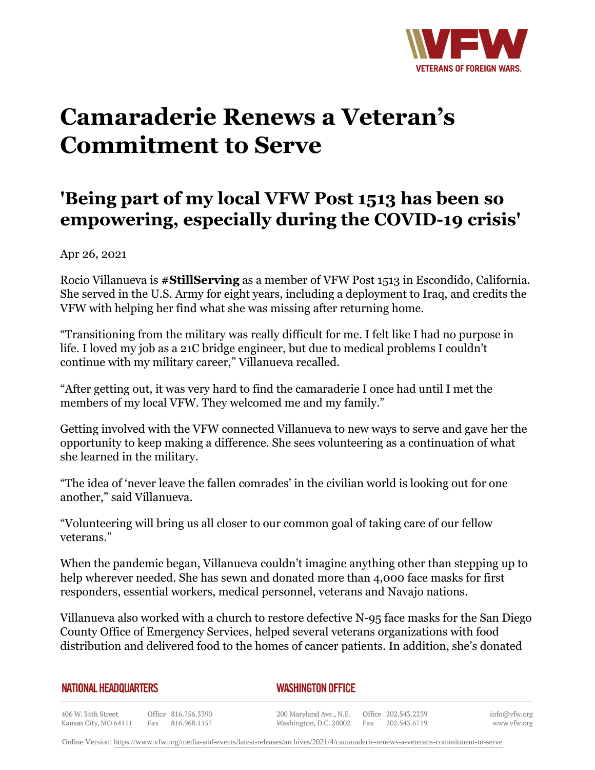# Camaraderie Renews a Veteran's Commitment to Serve

## 'Being part of my local VFW Post 1513 has been so empowering, especially during the COVID-19 crisis'

Apr 26, 2021

Rocio Villanueva is **#StillServing** as a member of VFW Post 1513 in Escondido, California. She served in the U.S. Army for eight years, including a deployment to Iraq, and credits the VFW with helping her find what she was missing after returning home.

"Transitioning from the military was really difficult for me. I felt like I had no purpose in life. I loved my job as a 21C bridge engineer, but due to medical problems I couldn't continue with my military career," Villanueva recalled.

"After getting out, it was very hard to find the camaraderie I once had until I met the members of my local VFW. They welcomed me and my family."

Getting involved with the VFW connected Villanueva to new ways to serve and gave her the opportunity to keep making a difference. She sees volunteering as a continuation of what she learned in the military.

"The idea of 'never leave the fallen comrades' in the civilian world is looking out for one another," said Villanueva.

"Volunteering will bring us all closer to our common goal of taking care of our fellow veterans."

When the pandemic began, Villanueva couldn't imagine anything other than stepping up to help wherever needed. She has sewn and donated more than 4,000 face masks for first responders, essential workers, medical personnel, veterans and Navajo nations.

Villanueva also worked with a church to restore defective N-95 face masks for the San Diego County Office of Emergency Services, helped several veterans organizations with food distribution and delivered food to the homes of cancer patients. In addition, she's donated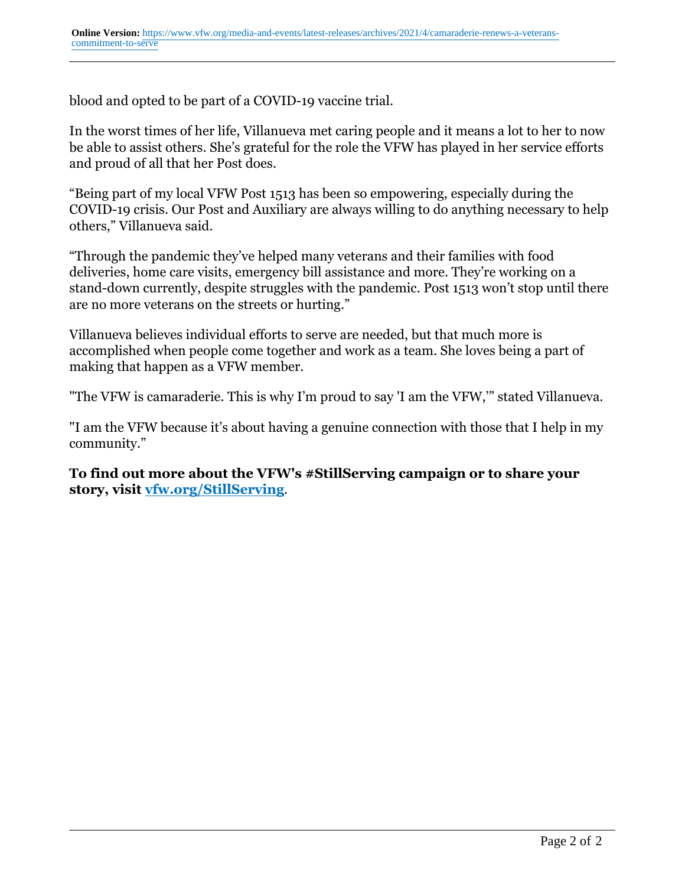blood and opted to be part of a COVID-19 vaccine trial.

In the worst times of her life, Villanueva met caring people and it means a lot to her to now be able to assist others. She's grateful for the role the VFW has played in her service efforts and proud of all that her Post does.

"Being part of my local VFW Post 1513 has been so empowering, especially during the COVID-19 crisis. Our Post and Auxiliary are always willing to do anything necessary to help others," Villanueva said.

"Through the pandemic they've helped many veterans and their families with food deliveries, home care visits, emergency bill assistance and more. They're working on a stand-down currently, despite struggles with the pandemic. Post 1513 won't stop until there are no more veterans on the streets or hurting."

Villanueva believes individual efforts to serve are needed, but that much more is accomplished when people come together and work as a team. She loves being a part of making that happen as a VFW member.

"The VFW is camaraderie. This is why I'm proud to say 'I am the VFW,'" stated Villanueva.

"I am the VFW because it's about having a genuine connection with those that I help in my community."

**To find out more about the VFW's #StillServing campaign or to share your story, visit [vfw.org/StillServing](vfw.org/StillServing).**